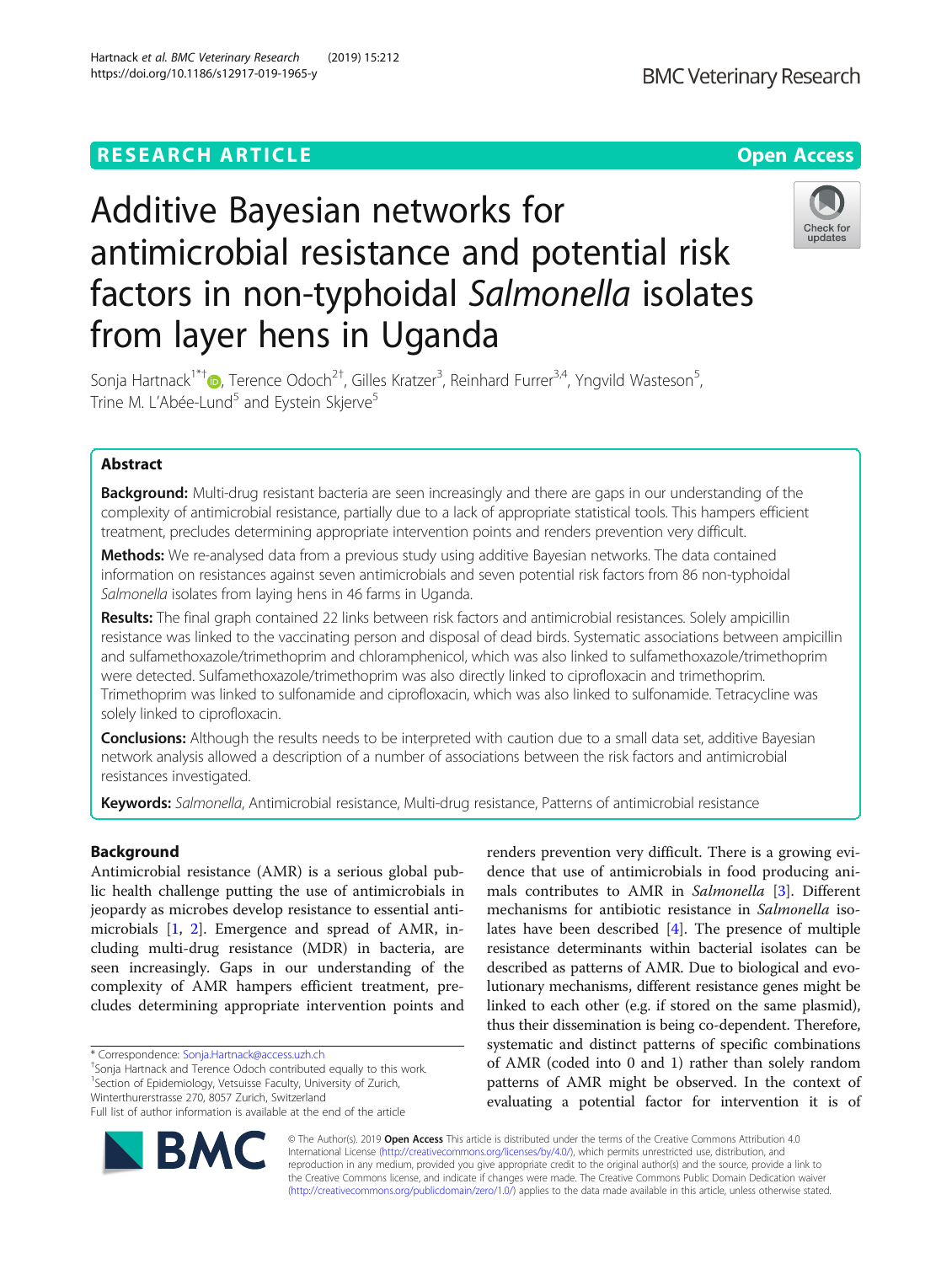RESEARCH ARTICLE

Open Access

# Additive Bayesian networks for antimicrobial resistance and potential risk factors in non-typhoidal *Salmonella* isolates from layer hens in Uganda

Sonja Hartnack[1*†], Terence Odoch[2†], Gilles Kratzer[3], Reinhard Furrer[3,4], Yngvild Wasteson[5], Trine M. L'Abée-Lund[5] and Eystein Skjerve[5]

## Abstract

**Background:** Multi-drug resistant bacteria are seen increasingly and there are gaps in our understanding of the complexity of antimicrobial resistance, partially due to a lack of appropriate statistical tools. This hampers efficient treatment, precludes determining appropriate intervention points and renders prevention very difficult.

**Methods:** We re-analysed data from a previous study using additive Bayesian networks. The data contained information on resistances against seven antimicrobials and seven potential risk factors from 86 non-typhoidal *Salmonella* isolates from laying hens in 46 farms in Uganda.

**Results:** The final graph contained 22 links between risk factors and antimicrobial resistances. Solely ampicillin resistance was linked to the vaccinating person and disposal of dead birds. Systematic associations between ampicillin and sulfamethoxazole/trimethoprim and chloramphenicol, which was also linked to sulfamethoxazole/trimethoprim were detected. Sulfamethoxazole/trimethoprim was also directly linked to ciprofloxacin and trimethoprim. Trimethoprim was linked to sulfonamide and ciprofloxacin, which was also linked to sulfonamide. Tetracycline was solely linked to ciprofloxacin.

**Conclusions:** Although the results needs to be interpreted with caution due to a small data set, additive Bayesian network analysis allowed a description of a number of associations between the risk factors and antimicrobial resistances investigated.

**Keywords:** *Salmonella*, Antimicrobial resistance, Multi-drug resistance, Patterns of antimicrobial resistance

## Background

Antimicrobial resistance (AMR) is a serious global public health challenge putting the use of antimicrobials in jeopardy as microbes develop resistance to essential antimicrobials [1, 2]. Emergence and spread of AMR, including multi-drug resistance (MDR) in bacteria, are seen increasingly. Gaps in our understanding of the complexity of AMR hampers efficient treatment, precludes determining appropriate intervention points and renders prevention very difficult. There is a growing evidence that use of antimicrobials in food producing animals contributes to AMR in *Salmonella* [3]. Different mechanisms for antibiotic resistance in *Salmonella* isolates have been described [4]. The presence of multiple resistance determinants within bacterial isolates can be described as patterns of AMR. Due to biological and evolutionary mechanisms, different resistance genes might be linked to each other (e.g. if stored on the same plasmid), thus their dissemination is being co-dependent. Therefore, systematic and distinct patterns of specific combinations of AMR (coded into 0 and 1) rather than solely random patterns of AMR might be observed. In the context of evaluating a potential factor for intervention it is of

* Correspondence: Sonja.Hartnack@access.uzh.ch
†Sonja Hartnack and Terence Odoch contributed equally to this work.
[1]Section of Epidemiology, Vetsuisse Faculty, University of Zurich, Winterthurerstrasse 270, 8057 Zurich, Switzerland
Full list of author information is available at the end of the article

© The Author(s). 2019 **Open Access** This article is distributed under the terms of the Creative Commons Attribution 4.0 International License (http://creativecommons.org/licenses/by/4.0/), which permits unrestricted use, distribution, and reproduction in any medium, provided you give appropriate credit to the original author(s) and the source, provide a link to the Creative Commons license, and indicate if changes were made. The Creative Commons Public Domain Dedication waiver (http://creativecommons.org/publicdomain/zero/1.0/) applies to the data made available in this article, unless otherwise stated.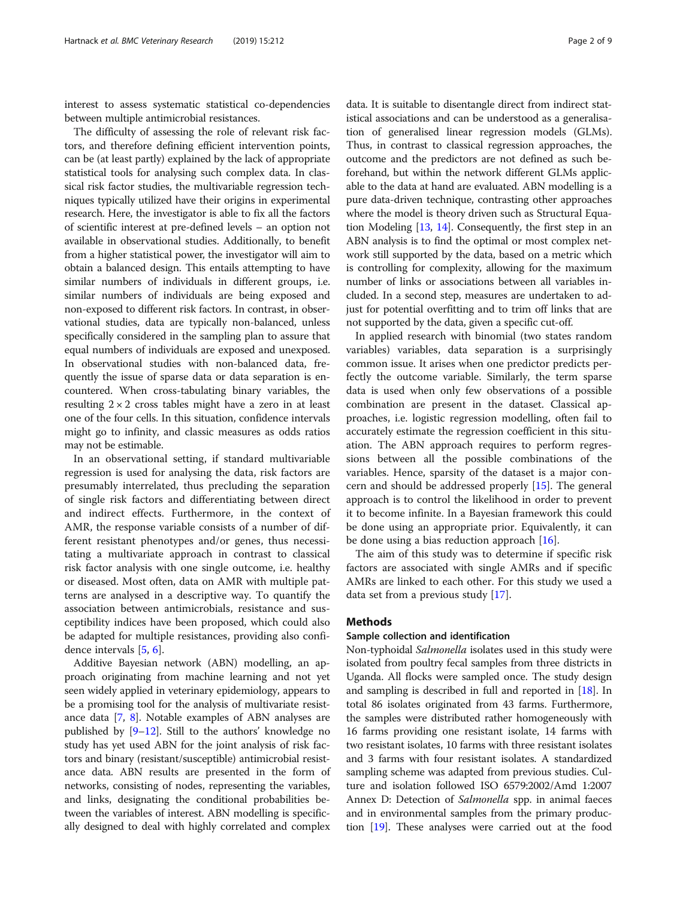interest to assess systematic statistical co-dependencies between multiple antimicrobial resistances.

The difficulty of assessing the role of relevant risk factors, and therefore defining efficient intervention points, can be (at least partly) explained by the lack of appropriate statistical tools for analysing such complex data. In classical risk factor studies, the multivariable regression techniques typically utilized have their origins in experimental research. Here, the investigator is able to fix all the factors of scientific interest at pre-defined levels – an option not available in observational studies. Additionally, to benefit from a higher statistical power, the investigator will aim to obtain a balanced design. This entails attempting to have similar numbers of individuals in different groups, i.e. similar numbers of individuals are being exposed and non-exposed to different risk factors. In contrast, in observational studies, data are typically non-balanced, unless specifically considered in the sampling plan to assure that equal numbers of individuals are exposed and unexposed. In observational studies with non-balanced data, frequently the issue of sparse data or data separation is encountered. When cross-tabulating binary variables, the resulting $2 \times 2$ cross tables might have a zero in at least one of the four cells. In this situation, confidence intervals might go to infinity, and classic measures as odds ratios may not be estimable.

In an observational setting, if standard multivariable regression is used for analysing the data, risk factors are presumably interrelated, thus precluding the separation of single risk factors and differentiating between direct and indirect effects. Furthermore, in the context of AMR, the response variable consists of a number of different resistant phenotypes and/or genes, thus necessitating a multivariate approach in contrast to classical risk factor analysis with one single outcome, i.e. healthy or diseased. Most often, data on AMR with multiple patterns are analysed in a descriptive way. To quantify the association between antimicrobials, resistance and susceptibility indices have been proposed, which could also be adapted for multiple resistances, providing also confidence intervals [5, 6].

Additive Bayesian network (ABN) modelling, an approach originating from machine learning and not yet seen widely applied in veterinary epidemiology, appears to be a promising tool for the analysis of multivariate resistance data [7, 8]. Notable examples of ABN analyses are published by [9–12]. Still to the authors' knowledge no study has yet used ABN for the joint analysis of risk factors and binary (resistant/susceptible) antimicrobial resistance data. ABN results are presented in the form of networks, consisting of nodes, representing the variables, and links, designating the conditional probabilities between the variables of interest. ABN modelling is specifically designed to deal with highly correlated and complex data. It is suitable to disentangle direct from indirect statistical associations and can be understood as a generalisation of generalised linear regression models (GLMs). Thus, in contrast to classical regression approaches, the outcome and the predictors are not defined as such beforehand, but within the network different GLMs applicable to the data at hand are evaluated. ABN modelling is a pure data-driven technique, contrasting other approaches where the model is theory driven such as Structural Equation Modeling [13, 14]. Consequently, the first step in an ABN analysis is to find the optimal or most complex network still supported by the data, based on a metric which is controlling for complexity, allowing for the maximum number of links or associations between all variables included. In a second step, measures are undertaken to adjust for potential overfitting and to trim off links that are not supported by the data, given a specific cut-off.

In applied research with binomial (two states random variables) variables, data separation is a surprisingly common issue. It arises when one predictor predicts perfectly the outcome variable. Similarly, the term sparse data is used when only few observations of a possible combination are present in the dataset. Classical approaches, i.e. logistic regression modelling, often fail to accurately estimate the regression coefficient in this situation. The ABN approach requires to perform regressions between all the possible combinations of the variables. Hence, sparsity of the dataset is a major concern and should be addressed properly [15]. The general approach is to control the likelihood in order to prevent it to become infinite. In a Bayesian framework this could be done using an appropriate prior. Equivalently, it can be done using a bias reduction approach [16].

The aim of this study was to determine if specific risk factors are associated with single AMRs and if specific AMRs are linked to each other. For this study we used a data set from a previous study [17].

## Methods

### Sample collection and identification

Non-typhoidal *Salmonella* isolates used in this study were isolated from poultry fecal samples from three districts in Uganda. All flocks were sampled once. The study design and sampling is described in full and reported in [18]. In total 86 isolates originated from 43 farms. Furthermore, the samples were distributed rather homogeneously with 16 farms providing one resistant isolate, 14 farms with two resistant isolates, 10 farms with three resistant isolates and 3 farms with four resistant isolates. A standardized sampling scheme was adapted from previous studies. Culture and isolation followed ISO 6579:2002/Amd 1:2007 Annex D: Detection of *Salmonella* spp. in animal faeces and in environmental samples from the primary production [19]. These analyses were carried out at the food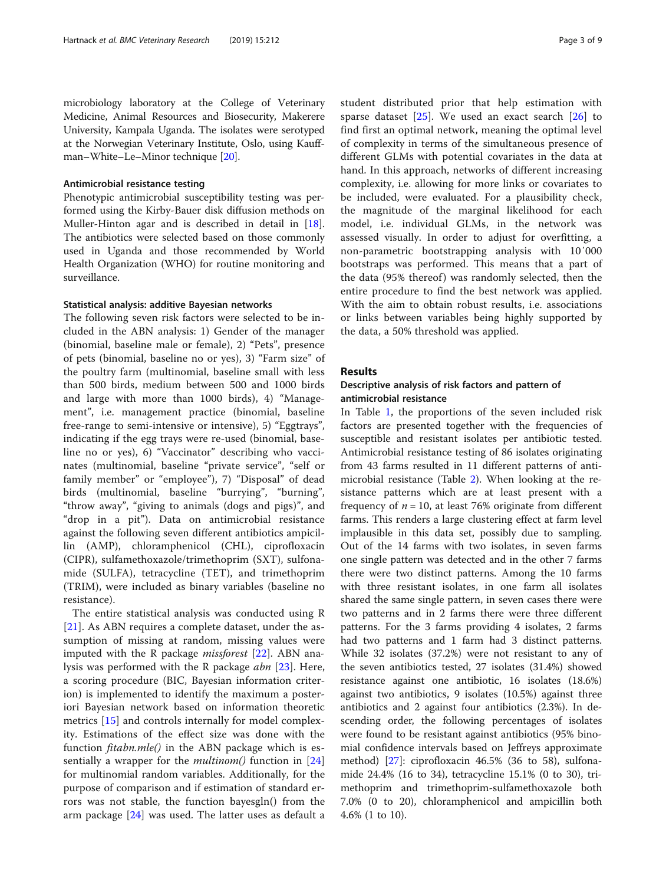microbiology laboratory at the College of Veterinary Medicine, Animal Resources and Biosecurity, Makerere University, Kampala Uganda. The isolates were serotyped at the Norwegian Veterinary Institute, Oslo, using Kauffman–White–Le–Minor technique [20].

#### Antimicrobial resistance testing

Phenotypic antimicrobial susceptibility testing was performed using the Kirby-Bauer disk diffusion methods on Muller-Hinton agar and is described in detail in [18]. The antibiotics were selected based on those commonly used in Uganda and those recommended by World Health Organization (WHO) for routine monitoring and surveillance.

#### Statistical analysis: additive Bayesian networks

The following seven risk factors were selected to be included in the ABN analysis: 1) Gender of the manager (binomial, baseline male or female), 2) "Pets", presence of pets (binomial, baseline no or yes), 3) "Farm size" of the poultry farm (multinomial, baseline small with less than 500 birds, medium between 500 and 1000 birds and large with more than 1000 birds), 4) "Management", i.e. management practice (binomial, baseline free-range to semi-intensive or intensive), 5) "Eggtrays", indicating if the egg trays were re-used (binomial, baseline no or yes), 6) "Vaccinator" describing who vaccinates (multinomial, baseline "private service", "self or family member" or "employee"), 7) "Disposal" of dead birds (multinomial, baseline "burrying", "burning", "throw away", "giving to animals (dogs and pigs)", and "drop in a pit"). Data on antimicrobial resistance against the following seven different antibiotics ampicillin (AMP), chloramphenicol (CHL), ciprofloxacin (CIPR), sulfamethoxazole/trimethoprim (SXT), sulfonamide (SULFA), tetracycline (TET), and trimethoprim (TRIM), were included as binary variables (baseline no resistance).

The entire statistical analysis was conducted using R [21]. As ABN requires a complete dataset, under the assumption of missing at random, missing values were imputed with the R package *missforest* [22]. ABN analysis was performed with the R package *abn* [23]. Here, a scoring procedure (BIC, Bayesian information criterion) is implemented to identify the maximum a posteriori Bayesian network based on information theoretic metrics [15] and controls internally for model complexity. Estimations of the effect size was done with the function *fitabn.mle()* in the ABN package which is essentially a wrapper for the *multinom()* function in [24] for multinomial random variables. Additionally, for the purpose of comparison and if estimation of standard errors was not stable, the function bayesgln() from the arm package [24] was used. The latter uses as default a student distributed prior that help estimation with sparse dataset [25]. We used an exact search [26] to find first an optimal network, meaning the optimal level of complexity in terms of the simultaneous presence of different GLMs with potential covariates in the data at hand. In this approach, networks of different increasing complexity, i.e. allowing for more links or covariates to be included, were evaluated. For a plausibility check, the magnitude of the marginal likelihood for each model, i.e. individual GLMs, in the network was assessed visually. In order to adjust for overfitting, a non-parametric bootstrapping analysis with 10′000 bootstraps was performed. This means that a part of the data (95% thereof) was randomly selected, then the entire procedure to find the best network was applied. With the aim to obtain robust results, i.e. associations or links between variables being highly supported by the data, a 50% threshold was applied.

## Results

#### Descriptive analysis of risk factors and pattern of antimicrobial resistance

In Table 1, the proportions of the seven included risk factors are presented together with the frequencies of susceptible and resistant isolates per antibiotic tested. Antimicrobial resistance testing of 86 isolates originating from 43 farms resulted in 11 different patterns of antimicrobial resistance (Table 2). When looking at the resistance patterns which are at least present with a frequency of $n = 10$, at least 76% originate from different farms. This renders a large clustering effect at farm level implausible in this data set, possibly due to sampling. Out of the 14 farms with two isolates, in seven farms one single pattern was detected and in the other 7 farms there were two distinct patterns. Among the 10 farms with three resistant isolates, in one farm all isolates shared the same single pattern, in seven cases there were two patterns and in 2 farms there were three different patterns. For the 3 farms providing 4 isolates, 2 farms had two patterns and 1 farm had 3 distinct patterns. While 32 isolates (37.2%) were not resistant to any of the seven antibiotics tested, 27 isolates (31.4%) showed resistance against one antibiotic, 16 isolates (18.6%) against two antibiotics, 9 isolates (10.5%) against three antibiotics and 2 against four antibiotics (2.3%). In descending order, the following percentages of isolates were found to be resistant against antibiotics (95% binomial confidence intervals based on Jeffreys approximate method) [27]: ciprofloxacin 46.5% (36 to 58), sulfonamide 24.4% (16 to 34), tetracycline 15.1% (0 to 30), trimethoprim and trimethoprim-sulfamethoxazole both 7.0% (0 to 20), chloramphenicol and ampicillin both 4.6% (1 to 10).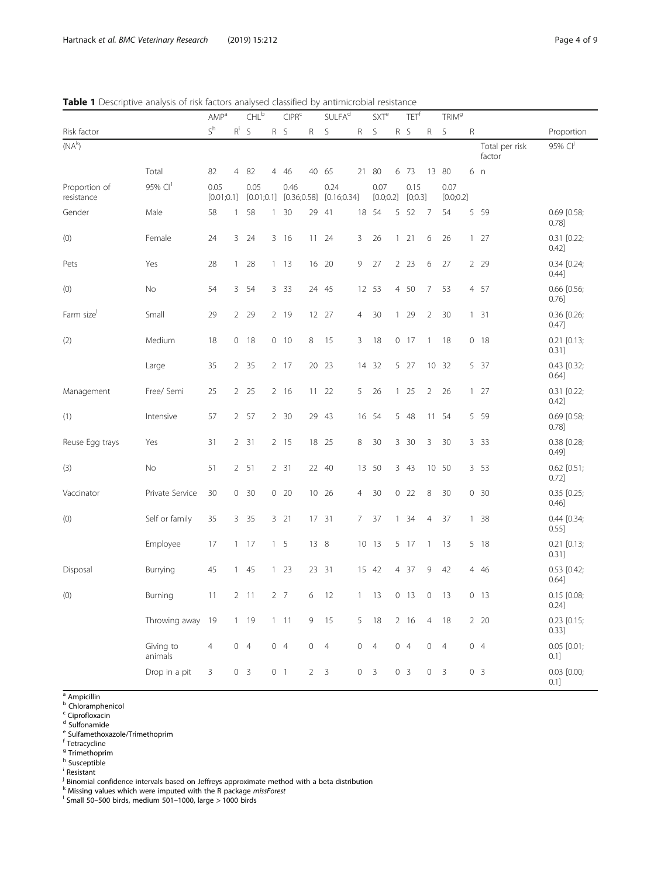**Table 1** Descriptive analysis of risk factors analysed classified by antimicrobial resistance

| | | AMP[a] | | CHL[b] | | CIPR[c] | | SULFA[d] | | SXT[e] | | TET[f] | | TRIM[g] | | | |
|---|---|---|---|---|---|---|---|---|---|---|---|---|---|---|---|---|---|
| Risk factor | | S[h] | R[i] | S | R | S | R | S | R | S | R | S | R | S | R | | Proportion |
| (NA[k]) | | | | | | | | | | | | | | | | Total per risk factor | 95% CI[j] |
| | Total | 82 | 4 | 82 | 4 | 46 | 40 | 65 | 21 | 80 | 6 | 73 | 13 | 80 | 6 | n | |
| Proportion of resistance | 95% CI[l] | 0.05 [0.01;0.1] | | 0.05 [0.01;0.1] | | 0.46 [0.36;0.58] | | 0.24 [0.16;0.34] | | 0.07 [0.0;0.2] | | 0.15 [0;0.3] | | 0.07 [0.0;0.2] | | | |
| Gender | Male | 58 | 1 | 58 | 1 | 30 | 29 | 41 | 18 | 54 | 5 | 52 | 7 | 54 | 5 | 59 | 0.69 [0.58; 0.78] |
| (0) | Female | 24 | 3 | 24 | 3 | 16 | 11 | 24 | 3 | 26 | 1 | 21 | 6 | 26 | 1 | 27 | 0.31 [0.22; 0.42] |
| Pets | Yes | 28 | 1 | 28 | 1 | 13 | 16 | 20 | 9 | 27 | 2 | 23 | 6 | 27 | 2 | 29 | 0.34 [0.24; 0.44] |
| (0) | No | 54 | 3 | 54 | 3 | 33 | 24 | 45 | 12 | 53 | 4 | 50 | 7 | 53 | 4 | 57 | 0.66 [0.56; 0.76] |
| Farm size[l] | Small | 29 | 2 | 29 | 2 | 19 | 12 | 27 | 4 | 30 | 1 | 29 | 2 | 30 | 1 | 31 | 0.36 [0.26; 0.47] |
| (2) | Medium | 18 | 0 | 18 | 0 | 10 | 8 | 15 | 3 | 18 | 0 | 17 | 1 | 18 | 0 | 18 | 0.21 [0.13; 0.31] |
| | Large | 35 | 2 | 35 | 2 | 17 | 20 | 23 | 14 | 32 | 5 | 27 | 10 | 32 | 5 | 37 | 0.43 [0.32; 0.64] |
| Management | Free/ Semi | 25 | 2 | 25 | 2 | 16 | 11 | 22 | 5 | 26 | 1 | 25 | 2 | 26 | 1 | 27 | 0.31 [0.22; 0.42] |
| (1) | Intensive | 57 | 2 | 57 | 2 | 30 | 29 | 43 | 16 | 54 | 5 | 48 | 11 | 54 | 5 | 59 | 0.69 [0.58; 0.78] |
| Reuse Egg trays | Yes | 31 | 2 | 31 | 2 | 15 | 18 | 25 | 8 | 30 | 3 | 30 | 3 | 30 | 3 | 33 | 0.38 [0.28; 0.49] |
| (3) | No | 51 | 2 | 51 | 2 | 31 | 22 | 40 | 13 | 50 | 3 | 43 | 10 | 50 | 3 | 53 | 0.62 [0.51; 0.72] |
| Vaccinator | Private Service | 30 | 0 | 30 | 0 | 20 | 10 | 26 | 4 | 30 | 0 | 22 | 8 | 30 | 0 | 30 | 0.35 [0.25; 0.46] |
| (0) | Self or family | 35 | 3 | 35 | 3 | 21 | 17 | 31 | 7 | 37 | 1 | 34 | 4 | 37 | 1 | 38 | 0.44 [0.34; 0.55] |
| | Employee | 17 | 1 | 17 | 1 | 5 | 13 | 8 | 10 | 13 | 5 | 17 | 1 | 13 | 5 | 18 | 0.21 [0.13; 0.31] |
| Disposal | Burrying | 45 | 1 | 45 | 1 | 23 | 23 | 31 | 15 | 42 | 4 | 37 | 9 | 42 | 4 | 46 | 0.53 [0.42; 0.64] |
| (0) | Burning | 11 | 2 | 11 | 2 | 7 | 6 | 12 | 1 | 13 | 0 | 13 | 0 | 13 | 0 | 13 | 0.15 [0.08; 0.24] |
| | Throwing away | 19 | 1 | 19 | 1 | 11 | 9 | 15 | 5 | 18 | 2 | 16 | 4 | 18 | 2 | 20 | 0.23 [0.15; 0.33] |
| | Giving to animals | 4 | 0 | 4 | 0 | 4 | 0 | 4 | 0 | 4 | 0 | 4 | 0 | 4 | 0 | 4 | 0.05 [0.01; 0.1] |
| | Drop in a pit | 3 | 0 | 3 | 0 | 1 | 2 | 3 | 0 | 3 | 0 | 3 | 0 | 3 | 0 | 3 | 0.03 [0.00; 0.1] |

[a] Ampicillin
[b] Chloramphenicol
[c] Ciprofloxacin
[d] Sulfonamide
[e] Sulfamethoxazole/Trimethoprim
[f] Tetracycline
[g] Trimethoprim
[h] Susceptible
[i] Resistant
[j] Binomial confidence intervals based on Jeffreys approximate method with a beta distribution
[k] Missing values which were imputed with the R package *missForest*
[l] Small 50–500 birds, medium 501–1000, large > 1000 birds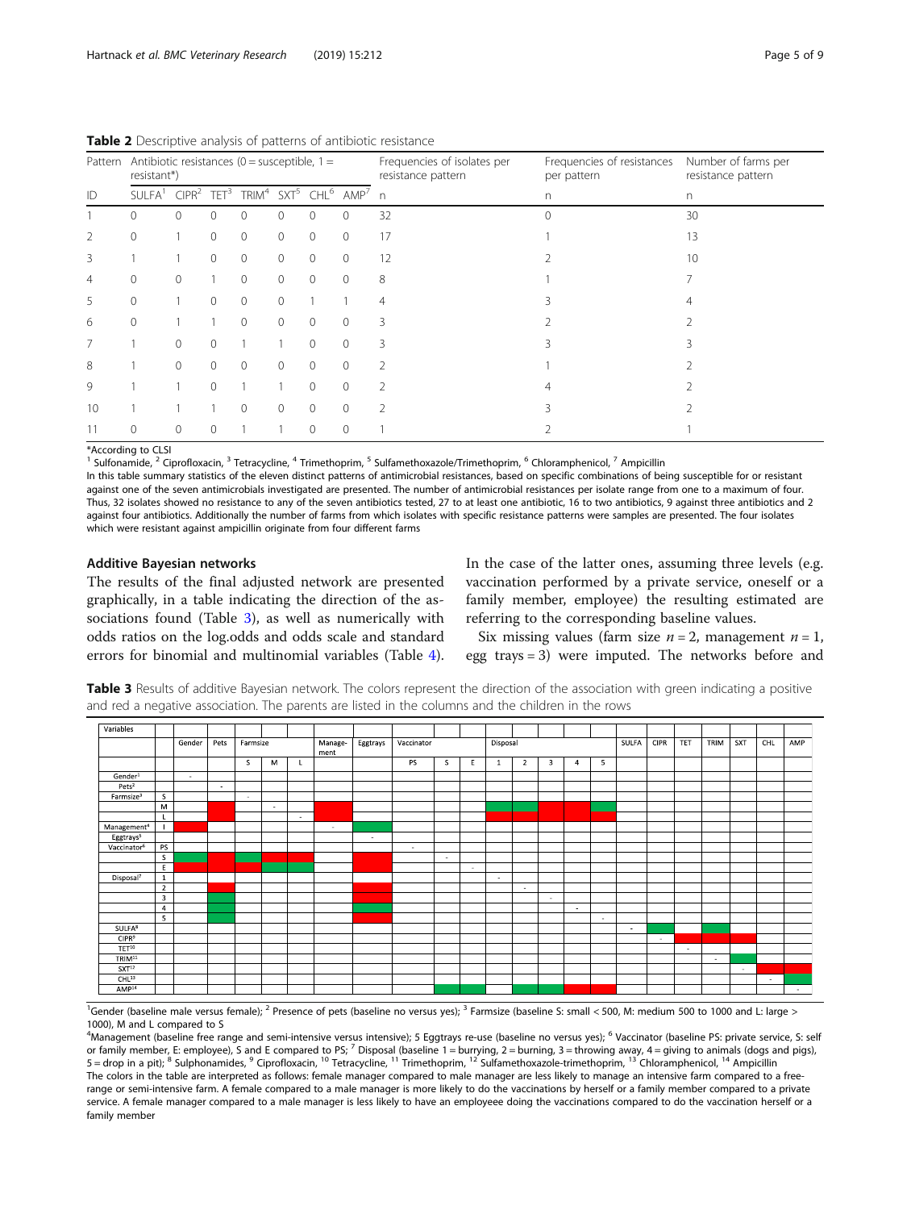**Table 2** Descriptive analysis of patterns of antibiotic resistance

| Pattern | Antibiotic resistances (0 = susceptible, 1 = resistant*) | | | | | | | Frequencies of isolates per resistance pattern | Frequencies of resistances per pattern | Number of farms per resistance pattern |
|---|---|---|---|---|---|---|---|---|---|---|
| ID | SULFA[1] | CIPR[2] | TET[3] | TRIM[4] | SXT[5] | CHL[6] | AMP[7] | n | n | n |
| 1 | 0 | 0 | 0 | 0 | 0 | 0 | 0 | 32 | 0 | 30 |
| 2 | 0 | 1 | 0 | 0 | 0 | 0 | 0 | 17 | 1 | 13 |
| 3 | 1 | 1 | 0 | 0 | 0 | 0 | 0 | 12 | 2 | 10 |
| 4 | 0 | 0 | 1 | 0 | 0 | 0 | 0 | 8 | 1 | 7 |
| 5 | 0 | 1 | 0 | 0 | 0 | 1 | 1 | 4 | 3 | 4 |
| 6 | 0 | 1 | 1 | 0 | 0 | 0 | 0 | 3 | 2 | 2 |
| 7 | 1 | 0 | 0 | 1 | 1 | 0 | 0 | 3 | 3 | 3 |
| 8 | 1 | 0 | 0 | 0 | 0 | 0 | 0 | 2 | 1 | 2 |
| 9 | 1 | 1 | 0 | 1 | 1 | 0 | 0 | 2 | 4 | 2 |
| 10 | 1 | 1 | 1 | 0 | 0 | 0 | 0 | 2 | 3 | 2 |
| 11 | 0 | 0 | 0 | 1 | 1 | 0 | 0 | 1 | 2 | 1 |

*According to CLSI
[1] Sulfonamide, [2] Ciprofloxacin, [3] Tetracycline, [4] Trimethoprim, [5] Sulfamethoxazole/Trimethoprim, [6] Chloramphenicol, [7] Ampicillin
In this table summary statistics of the eleven distinct patterns of antimicrobial resistances, based on specific combinations of being susceptible for or resistant against one of the seven antimicrobials investigated are presented. The number of antimicrobial resistances per isolate range from one to a maximum of four. Thus, 32 isolates showed no resistance to any of the seven antibiotics tested, 27 to at least one antibiotic, 16 to two antibiotics, 9 against three antibiotics and 2 against four antibiotics. Additionally the number of farms from which isolates with specific resistance patterns were samples are presented. The four isolates which were resistant against ampicillin originate from four different farms

## Additive Bayesian networks

The results of the final adjusted network are presented graphically, in a table indicating the direction of the associations found (Table 3), as well as numerically with odds ratios on the log.odds and odds scale and standard errors for binomial and multinomial variables (Table 4). In the case of the latter ones, assuming three levels (e.g. vaccination performed by a private service, oneself or a family member, employee) the resulting estimated are referring to the corresponding baseline values.

Six missing values (farm size $n = 2$, management $n = 1$, egg trays = 3) were imputed. The networks before and

**Table 3** Results of additive Bayesian network. The colors represent the direction of the association with green indicating a positive and red a negative association. The parents are listed in the columns and the children in the rows

| Variables | | Gender | Pets | Farmsize | | | Manage-ment | Eggtrays | Vaccinator | | | Disposal | | | | | SULFA | CIPR | TET | TRIM | SXT | CHL | AMP |
|---|---|---|---|---|---|---|---|---|---|---|---|---|---|---|---|---|---|---|---|---|---|---|---|
| | | | | S | M | L | | | PS | S | E | 1 | 2 | 3 | 4 | 5 | | | | | | | |
| Gender[1] | | - | | | | | | | | | | | | | | | | | | | | | |
| Pets[2] | | | - | | | | | | | | | | | | | | | | | | | | |
| Farmsize[3] | S | | | - | | | | | | | | | | | | | | | | | | | |
| | M | | red | | - | | red | | | | | green | green | red | red | green | | | | | | | |
| | L | | red | | | - | | | | | | red | red | red | red | red | | | | | | | |
| Management[4] | I | red | | | | | - | green | | | | | | | | | | | | | | | |
| Eggtrays[5] | | | | | | | | - | | | | | | | | | | | | | | | |
| Vaccinator[6] | PS | | | | | | | | - | | | | | | | | | | | | | | |
| | S | green | red | green | red | red | | red | | - | | | | | | | | | | | | | |
| | E | red | red | red | green | green | | red | | | - | | | | | | | | | | | | |
| Disposal[7] | 1 | | | | | | | | | | | - | | | | | | | | | | | |
| | 2 | | red | | | | | red | | | | | - | | | | | | | | | | |
| | 3 | | green | | | | | red | | | | | | - | | | | | | | | | |
| | 4 | | green | | | | | green | | | | | | | - | | | | | | | | |
| | 5 | | green | | | | | red | | | | | | | | - | | | | | | | |
| SULFA[8] | | | | | | | | | | | | | | | | | - | green | | green | | | |
| CIPR[9] | | | | | | | | | | | | | | | | | | - | red | red | red | | |
| TET[10] | | | | | | | | | | | | | | | | | | | - | | | | |
| TRIM[11] | | | | | | | | | | | | | | | | | | | | - | green | | |
| SXT[12] | | | | | | | | | | | | | | | | | | | | | - | red | red |
| CHL[13] | | | | | | | | | | | | | | | | | | | | | | - | green |
| AMP[14] | | | | | | | | | | green | green | | green | green | red | red | | | | | | | - |

[1]Gender (baseline male versus female); [2] Presence of pets (baseline no versus yes); [3] Farmsize (baseline S: small < 500, M: medium 500 to 1000 and L: large > 1000), M and L compared to S
[4]Management (baseline free range and semi-intensive versus intensive); 5 Eggtrays re-use (baseline no versus yes); [6] Vaccinator (baseline PS: private service, S: self or family member, E: employee), S and E compared to PS; [7] Disposal (baseline 1 = burrying, 2 = burning, 3 = throwing away, 4 = giving to animals (dogs and pigs), 5 = drop in a pit); [8] Sulphonamides, [9] Ciprofloxacin, [10] Tetracycline, [11] Trimethoprim, [12] Sulfamethoxazole-trimethoprim, [13] Chloramphenicol, [14] Ampicillin
The colors in the table are interpreted as follows: female manager compared to male manager are less likely to manage an intensive farm compared to a free-range or semi-intensive farm. A female compared to a male manager is more likely to do the vaccinations by herself or a family member compared to a private service. A female manager compared to a male manager is less likely to have an employee doing the vaccinations compared to do the vaccination herself or a family member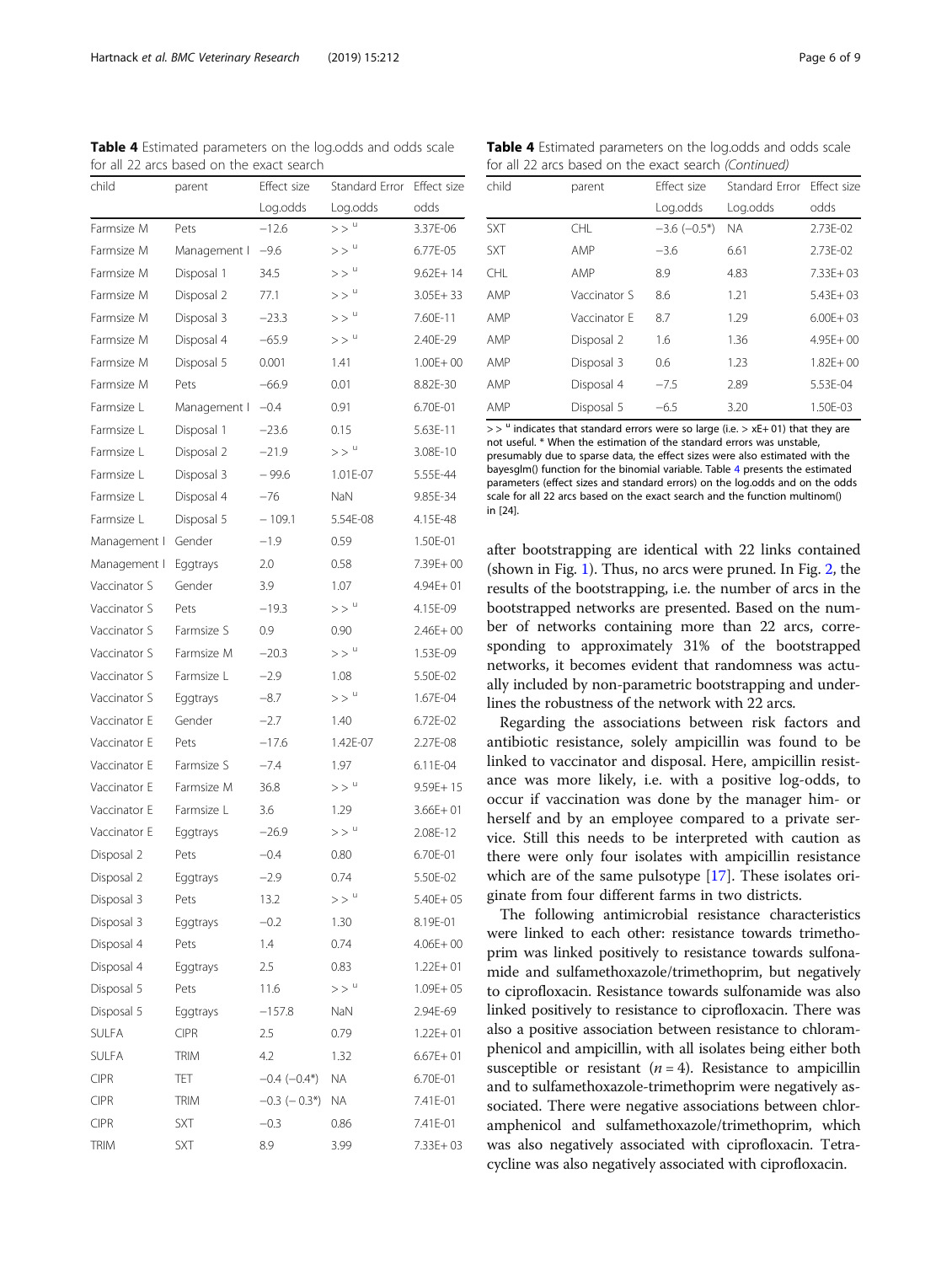**Table 4** Estimated parameters on the log.odds and odds scale for all 22 arcs based on the exact search

| child | parent | Effect size | Standard Error | Effect size |
|---|---|---|---|---|
| | | Log.odds | Log.odds | odds |
| Farmsize M | Pets | −12.6 | > > [u] | 3.37E-06 |
| Farmsize M | Management I | −9.6 | > > [u] | 6.77E-05 |
| Farmsize M | Disposal 1 | 34.5 | > > [u] | 9.62E+ 14 |
| Farmsize M | Disposal 2 | 77.1 | > > [u] | 3.05E+ 33 |
| Farmsize M | Disposal 3 | −23.3 | > > [u] | 7.60E-11 |
| Farmsize M | Disposal 4 | −65.9 | > > [u] | 2.40E-29 |
| Farmsize M | Disposal 5 | 0.001 | 1.41 | 1.00E+ 00 |
| Farmsize M | Pets | −66.9 | 0.01 | 8.82E-30 |
| Farmsize L | Management I | −0.4 | 0.91 | 6.70E-01 |
| Farmsize L | Disposal 1 | −23.6 | 0.15 | 5.63E-11 |
| Farmsize L | Disposal 2 | −21.9 | > > [u] | 3.08E-10 |
| Farmsize L | Disposal 3 | − 99.6 | 1.01E-07 | 5.55E-44 |
| Farmsize L | Disposal 4 | −76 | NaN | 9.85E-34 |
| Farmsize L | Disposal 5 | − 109.1 | 5.54E-08 | 4.15E-48 |
| Management I | Gender | −1.9 | 0.59 | 1.50E-01 |
| Management I | Eggtrays | 2.0 | 0.58 | 7.39E+ 00 |
| Vaccinator S | Gender | 3.9 | 1.07 | 4.94E+ 01 |
| Vaccinator S | Pets | −19.3 | > > [u] | 4.15E-09 |
| Vaccinator S | Farmsize S | 0.9 | 0.90 | 2.46E+ 00 |
| Vaccinator S | Farmsize M | −20.3 | > > [u] | 1.53E-09 |
| Vaccinator S | Farmsize L | −2.9 | 1.08 | 5.50E-02 |
| Vaccinator S | Eggtrays | −8.7 | > > [u] | 1.67E-04 |
| Vaccinator E | Gender | −2.7 | 1.40 | 6.72E-02 |
| Vaccinator E | Pets | −17.6 | 1.42E-07 | 2.27E-08 |
| Vaccinator E | Farmsize S | −7.4 | 1.97 | 6.11E-04 |
| Vaccinator E | Farmsize M | 36.8 | > > [u] | 9.59E+ 15 |
| Vaccinator E | Farmsize L | 3.6 | 1.29 | 3.66E+ 01 |
| Vaccinator E | Eggtrays | −26.9 | > > [u] | 2.08E-12 |
| Disposal 2 | Pets | −0.4 | 0.80 | 6.70E-01 |
| Disposal 2 | Eggtrays | −2.9 | 0.74 | 5.50E-02 |
| Disposal 3 | Pets | 13.2 | > > [u] | 5.40E+ 05 |
| Disposal 3 | Eggtrays | −0.2 | 1.30 | 8.19E-01 |
| Disposal 4 | Pets | 1.4 | 0.74 | 4.06E+ 00 |
| Disposal 4 | Eggtrays | 2.5 | 0.83 | 1.22E+ 01 |
| Disposal 5 | Pets | 11.6 | > > [u] | 1.09E+ 05 |
| Disposal 5 | Eggtrays | −157.8 | NaN | 2.94E-69 |
| SULFA | CIPR | 2.5 | 0.79 | 1.22E+ 01 |
| SULFA | TRIM | 4.2 | 1.32 | 6.67E+ 01 |
| CIPR | TET | −0.4 (−0.4*) | NA | 6.70E-01 |
| CIPR | TRIM | −0.3 (− 0.3*) | NA | 7.41E-01 |
| CIPR | SXT | −0.3 | 0.86 | 7.41E-01 |
| TRIM | SXT | 8.9 | 3.99 | 7.33E+ 03 |
| SXT | CHL | −3.6 (−0.5*) | NA | 2.73E-02 |
| SXT | AMP | −3.6 | 6.61 | 2.73E-02 |
| CHL | AMP | 8.9 | 4.83 | 7.33E+ 03 |
| AMP | Vaccinator S | 8.6 | 1.21 | 5.43E+ 03 |
| AMP | Vaccinator E | 8.7 | 1.29 | 6.00E+ 03 |
| AMP | Disposal 2 | 1.6 | 1.36 | 4.95E+ 00 |
| AMP | Disposal 3 | 0.6 | 1.23 | 1.82E+ 00 |
| AMP | Disposal 4 | −7.5 | 2.89 | 5.53E-04 |
| AMP | Disposal 5 | −6.5 | 3.20 | 1.50E-03 |

> > [u] indicates that standard errors were so large (i.e. > xE+ 01) that they are not useful. * When the estimation of the standard errors was unstable, presumably due to sparse data, the effect sizes were also estimated with the bayesglm() function for the binomial variable. Table 4 presents the estimated parameters (effect sizes and standard errors) on the log.odds and on the odds scale for all 22 arcs based on the exact search and the function multinom() in [24].

after bootstrapping are identical with 22 links contained (shown in Fig. 1). Thus, no arcs were pruned. In Fig. 2, the results of the bootstrapping, i.e. the number of arcs in the bootstrapped networks are presented. Based on the number of networks containing more than 22 arcs, corresponding to approximately 31% of the bootstrapped networks, it becomes evident that randomness was actually included by non-parametric bootstrapping and underlines the robustness of the network with 22 arcs.

Regarding the associations between risk factors and antibiotic resistance, solely ampicillin was found to be linked to vaccinator and disposal. Here, ampicillin resistance was more likely, i.e. with a positive log-odds, to occur if vaccination was done by the manager him- or herself and by an employee compared to a private service. Still this needs to be interpreted with caution as there were only four isolates with ampicillin resistance which are of the same pulsotype [17]. These isolates originate from four different farms in two districts.

The following antimicrobial resistance characteristics were linked to each other: resistance towards trimethoprim was linked positively to resistance towards sulfonamide and sulfamethoxazole/trimethoprim, but negatively to ciprofloxacin. Resistance towards sulfonamide was also linked positively to resistance to ciprofloxacin. There was also a positive association between resistance to chloramphenicol and ampicillin, with all isolates being either both susceptible or resistant ($n = 4$). Resistance to ampicillin and to sulfamethoxazole-trimethoprim were negatively associated. There were negative associations between chloramphenicol and sulfamethoxazole/trimethoprim, which was also negatively associated with ciprofloxacin. Tetracycline was also negatively associated with ciprofloxacin.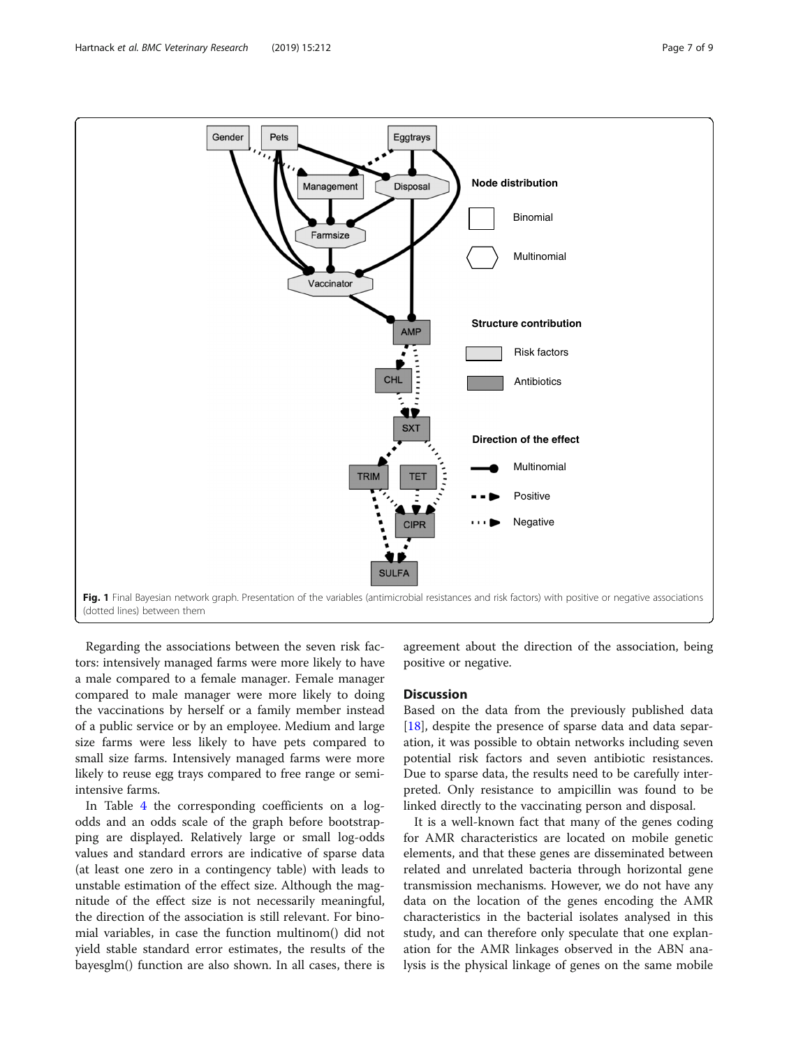**Fig. 1** Final Bayesian network graph. Presentation of the variables (antimicrobial resistances and risk factors) with positive or negative associations (dotted lines) between them

Regarding the associations between the seven risk factors: intensively managed farms were more likely to have a male compared to a female manager. Female manager compared to male manager were more likely to doing the vaccinations by herself or a family member instead of a public service or by an employee. Medium and large size farms were less likely to have pets compared to small size farms. Intensively managed farms were more likely to reuse egg trays compared to free range or semi-intensive farms.

In Table 4 the corresponding coefficients on a log-odds and an odds scale of the graph before bootstrapping are displayed. Relatively large or small log-odds values and standard errors are indicative of sparse data (at least one zero in a contingency table) with leads to unstable estimation of the effect size. Although the magnitude of the effect size is not necessarily meaningful, the direction of the association is still relevant. For binomial variables, in case the function multinom() did not yield stable standard error estimates, the results of the bayesglm() function are also shown. In all cases, there is agreement about the direction of the association, being positive or negative.

## Discussion

Based on the data from the previously published data [18], despite the presence of sparse data and data separation, it was possible to obtain networks including seven potential risk factors and seven antibiotic resistances. Due to sparse data, the results need to be carefully interpreted. Only resistance to ampicillin was found to be linked directly to the vaccinating person and disposal.

It is a well-known fact that many of the genes coding for AMR characteristics are located on mobile genetic elements, and that these genes are disseminated between related and unrelated bacteria through horizontal gene transmission mechanisms. However, we do not have any data on the location of the genes encoding the AMR characteristics in the bacterial isolates analysed in this study, and can therefore only speculate that one explanation for the AMR linkages observed in the ABN analysis is the physical linkage of genes on the same mobile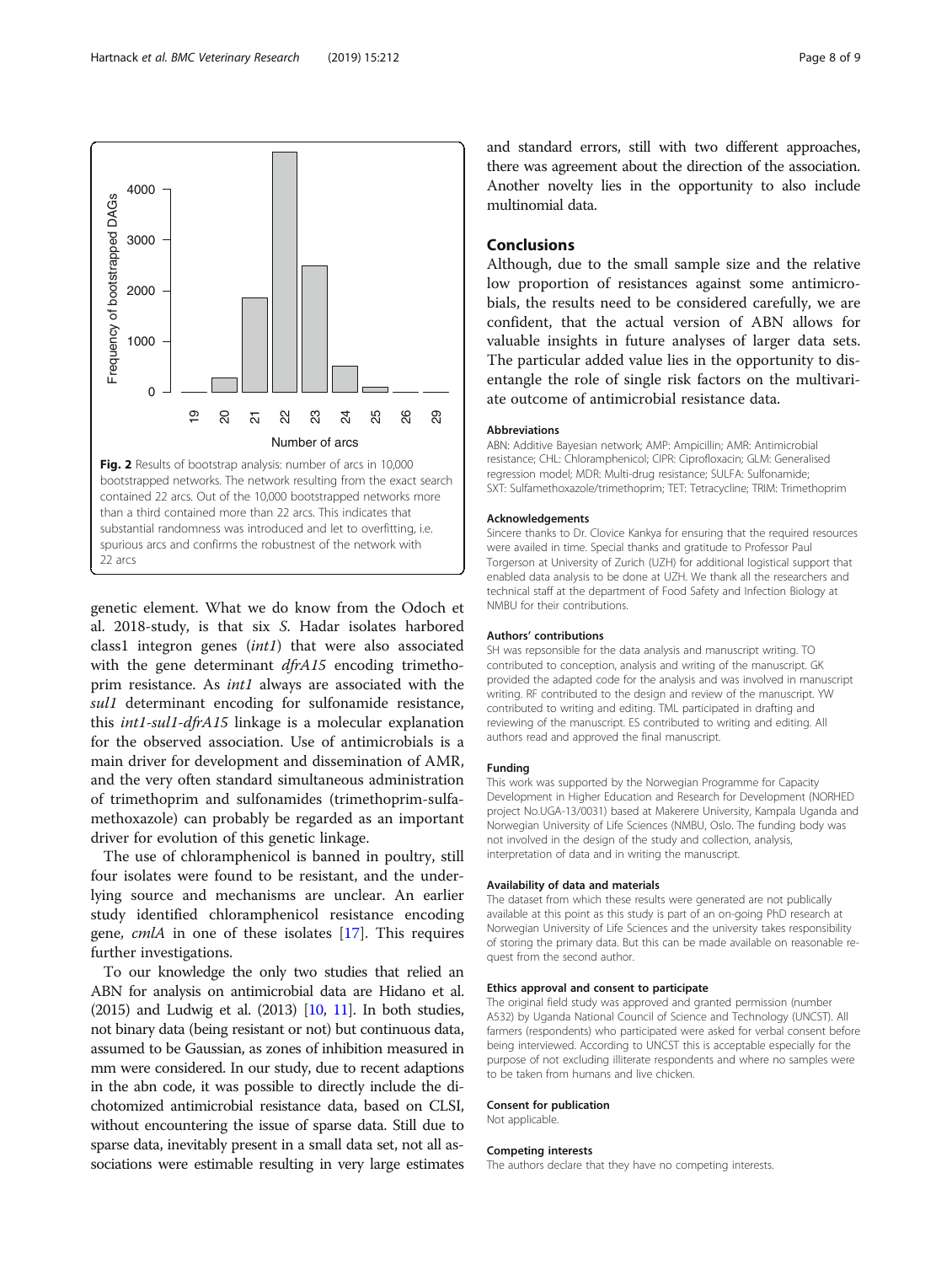**Fig. 2** Results of bootstrap analysis: number of arcs in 10,000 bootstrapped networks. The network resulting from the exact search contained 22 arcs. Out of the 10,000 bootstrapped networks more than a third contained more than 22 arcs. This indicates that substantial randomness was introduced and let to overfitting, i.e. spurious arcs and confirms the robustness of the network with 22 arcs

genetic element. What we do know from the Odoch et al. 2018-study, is that six *S.* Hadar isolates harbored class1 integron genes (*int1*) that were also associated with the gene determinant *dfrA15* encoding trimethoprim resistance. As *int1* always are associated with the *sul1* determinant encoding for sulfonamide resistance, this *int1-sul1-dfrA15* linkage is a molecular explanation for the observed association. Use of antimicrobials is a main driver for development and dissemination of AMR, and the very often standard simultaneous administration of trimethoprim and sulfonamides (trimethoprim-sulfamethoxazole) can probably be regarded as an important driver for evolution of this genetic linkage.

The use of chloramphenicol is banned in poultry, still four isolates were found to be resistant, and the underlying source and mechanisms are unclear. An earlier study identified chloramphenicol resistance encoding gene, *cmlA* in one of these isolates [17]. This requires further investigations.

To our knowledge the only two studies that relied an ABN for analysis on antimicrobial data are Hidano et al. (2015) and Ludwig et al. (2013) [10, 11]. In both studies, not binary data (being resistant or not) but continuous data, assumed to be Gaussian, as zones of inhibition measured in mm were considered. In our study, due to recent adaptions in the abn code, it was possible to directly include the dichotomized antimicrobial resistance data, based on CLSI, without encountering the issue of sparse data. Still due to sparse data, inevitably present in a small data set, not all associations were estimable resulting in very large estimates and standard errors, still with two different approaches, there was agreement about the direction of the association. Another novelty lies in the opportunity to also include multinomial data.

## Conclusions

Although, due to the small sample size and the relative low proportion of resistances against some antimicrobials, the results need to be considered carefully, we are confident, that the actual version of ABN allows for valuable insights in future analyses of larger data sets. The particular added value lies in the opportunity to disentangle the role of single risk factors on the multivariate outcome of antimicrobial resistance data.

### Abbreviations

ABN: Additive Bayesian network; AMP: Ampicillin; AMR: Antimicrobial resistance; CHL: Chloramphenicol; CIPR: Ciprofloxacin; GLM: Generalised regression model; MDR: Multi-drug resistance; SULFA: Sulfonamide; SXT: Sulfamethoxazole/trimethoprim; TET: Tetracycline; TRIM: Trimethoprim

### Acknowledgements

Sincere thanks to Dr. Clovice Kankya for ensuring that the required resources were availed in time. Special thanks and gratitude to Professor Paul Torgerson at University of Zurich (UZH) for additional logistical support that enabled data analysis to be done at UZH. We thank all the researchers and technical staff at the department of Food Safety and Infection Biology at NMBU for their contributions.

### Authors' contributions

SH was repsonsible for the data analysis and manuscript writing. TO contributed to conception, analysis and writing of the manuscript. GK provided the adapted code for the analysis and was involved in manuscript writing. RF contributed to the design and review of the manuscript. YW contributed to writing and editing. TML participated in drafting and reviewing of the manuscript. ES contributed to writing and editing. All authors read and approved the final manuscript.

### Funding

This work was supported by the Norwegian Programme for Capacity Development in Higher Education and Research for Development (NORHED project No.UGA-13/0031) based at Makerere University, Kampala Uganda and Norwegian University of Life Sciences (NMBU, Oslo. The funding body was not involved in the design of the study and collection, analysis, interpretation of data and in writing the manuscript.

### Availability of data and materials

The dataset from which these results were generated are not publically available at this point as this study is part of an on-going PhD research at Norwegian University of Life Sciences and the university takes responsibility of storing the primary data. But this can be made available on reasonable request from the second author.

### Ethics approval and consent to participate

The original field study was approved and granted permission (number A532) by Uganda National Council of Science and Technology (UNCST). All farmers (respondents) who participated were asked for verbal consent before being interviewed. According to UNCST this is acceptable especially for the purpose of not excluding illiterate respondents and where no samples were to be taken from humans and live chicken.

### Consent for publication

Not applicable.

### Competing interests

The authors declare that they have no competing interests.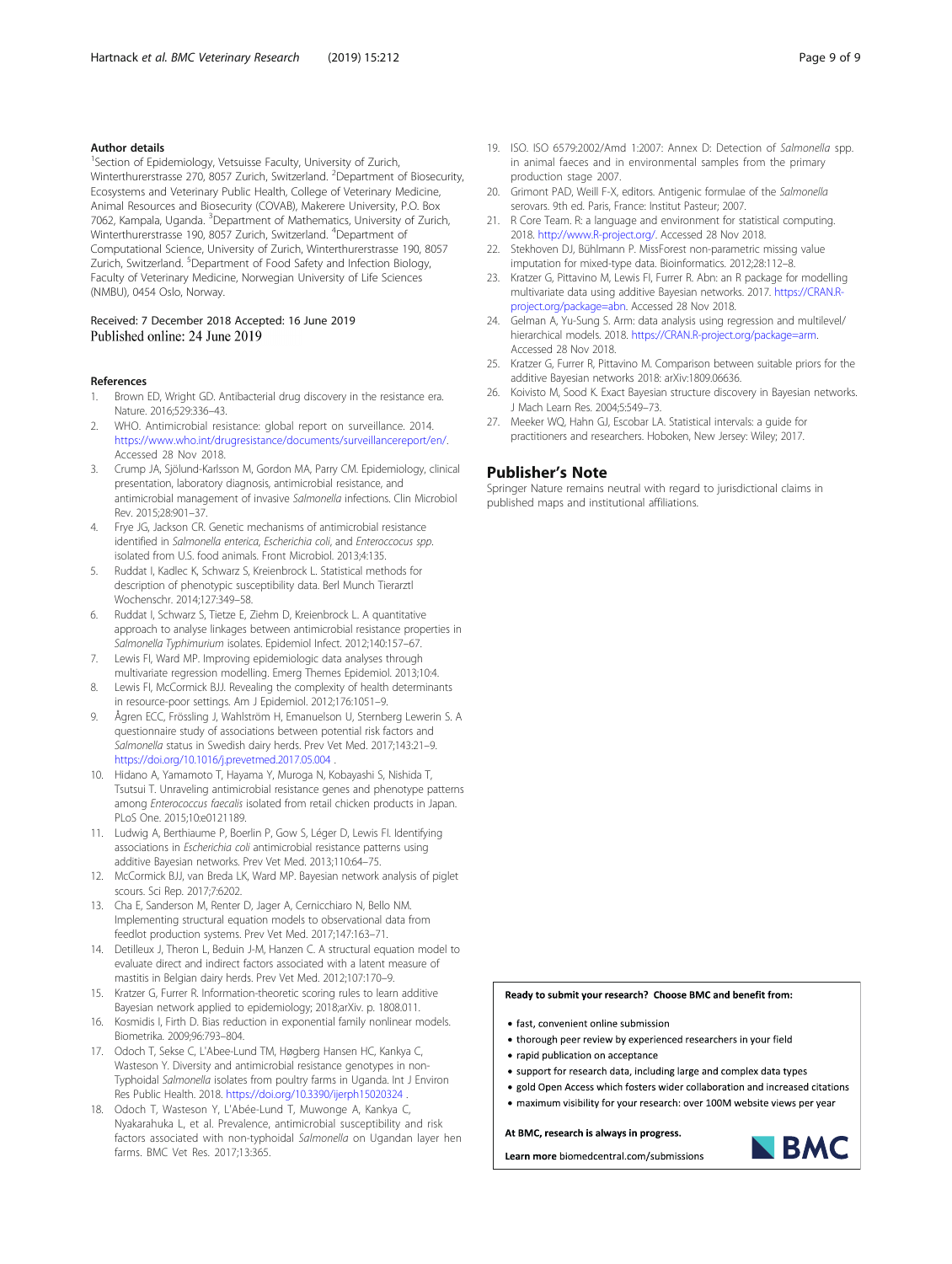#### Author details

[1]Section of Epidemiology, Vetsuisse Faculty, University of Zurich, Winterthurerstrasse 270, 8057 Zurich, Switzerland. [2]Department of Biosecurity, Ecosystems and Veterinary Public Health, College of Veterinary Medicine, Animal Resources and Biosecurity (COVAB), Makerere University, P.O. Box 7062, Kampala, Uganda. [3]Department of Mathematics, University of Zurich, Winterthurerstrasse 190, 8057 Zurich, Switzerland. [4]Department of Computational Science, University of Zurich, Winterthurerstrasse 190, 8057 Zurich, Switzerland. [5]Department of Food Safety and Infection Biology, Faculty of Veterinary Medicine, Norwegian University of Life Sciences (NMBU), 0454 Oslo, Norway.

Received: 7 December 2018 Accepted: 16 June 2019
Published online: 24 June 2019

#### References

1. Brown ED, Wright GD. Antibacterial drug discovery in the resistance era. Nature. 2016;529:336–43.
2. WHO. Antimicrobial resistance: global report on surveillance. 2014. https://www.who.int/drugresistance/documents/surveillancereport/en/. Accessed 28 Nov 2018.
3. Crump JA, Sjölund-Karlsson M, Gordon MA, Parry CM. Epidemiology, clinical presentation, laboratory diagnosis, antimicrobial resistance, and antimicrobial management of invasive *Salmonella* infections. Clin Microbiol Rev. 2015;28:901–37.
4. Frye JG, Jackson CR. Genetic mechanisms of antimicrobial resistance identified in *Salmonella enterica, Escherichia coli*, and *Enteroccocus spp*. isolated from U.S. food animals. Front Microbiol. 2013;4:135.
5. Ruddat I, Kadlec K, Schwarz S, Kreienbrock L. Statistical methods for description of phenotypic susceptibility data. Berl Munch Tierarztl Wochenschr. 2014;127:349–58.
6. Ruddat I, Schwarz S, Tietze E, Ziehm D, Kreienbrock L. A quantitative approach to analyse linkages between antimicrobial resistance properties in *Salmonella Typhimurium* isolates. Epidemiol Infect. 2012;140:157–67.
7. Lewis FI, Ward MP. Improving epidemiologic data analyses through multivariate regression modelling. Emerg Themes Epidemiol. 2013;10:4.
8. Lewis FI, McCormick BJJ. Revealing the complexity of health determinants in resource-poor settings. Am J Epidemiol. 2012;176:1051–9.
9. Ågren ECC, Frössling J, Wahlström H, Emanuelson U, Sternberg Lewerin S. A questionnaire study of associations between potential risk factors and *Salmonella* status in Swedish dairy herds. Prev Vet Med. 2017;143:21–9. https://doi.org/10.1016/j.prevetmed.2017.05.004 .
10. Hidano A, Yamamoto T, Hayama Y, Muroga N, Kobayashi S, Nishida T, Tsutsui T. Unraveling antimicrobial resistance genes and phenotype patterns among *Enterococcus faecalis* isolated from retail chicken products in Japan. PLoS One. 2015;10:e0121189.
11. Ludwig A, Berthiaume P, Boerlin P, Gow S, Léger D, Lewis FI. Identifying associations in *Escherichia coli* antimicrobial resistance patterns using additive Bayesian networks. Prev Vet Med. 2013;110:64–75.
12. McCormick BJJ, van Breda LK, Ward MP. Bayesian network analysis of piglet scours. Sci Rep. 2017;7:6202.
13. Cha E, Sanderson M, Renter D, Jager A, Cernicchiaro N, Bello NM. Implementing structural equation models to observational data from feedlot production systems. Prev Vet Med. 2017;147:163–71.
14. Detilleux J, Theron L, Beduin J-M, Hanzen C. A structural equation model to evaluate direct and indirect factors associated with a latent measure of mastitis in Belgian dairy herds. Prev Vet Med. 2012;107:170–9.
15. Kratzer G, Furrer R. Information-theoretic scoring rules to learn additive Bayesian network applied to epidemiology; 2018;arXiv. p. 1808.011.
16. Kosmidis I, Firth D. Bias reduction in exponential family nonlinear models. Biometrika. 2009;96:793–804.
17. Odoch T, Sekse C, L'Abee-Lund TM, Høgberg Hansen HC, Kankya C, Wasteson Y. Diversity and antimicrobial resistance genotypes in non-Typhoidal *Salmonella* isolates from poultry farms in Uganda. Int J Environ Res Public Health. 2018. https://doi.org/10.3390/ijerph15020324 .
18. Odoch T, Wasteson Y, L'Abée-Lund T, Muwonge A, Kankya C, Nyakarahuka L, et al. Prevalence, antimicrobial susceptibility and risk factors associated with non-typhoidal *Salmonella* on Ugandan layer hen farms. BMC Vet Res. 2017;13:365.
19. ISO. ISO 6579:2002/Amd 1:2007: Annex D: Detection of *Salmonella* spp. in animal faeces and in environmental samples from the primary production stage 2007.
20. Grimont PAD, Weill F-X, editors. Antigenic formulae of the *Salmonella* serovars. 9th ed. Paris, France: Institut Pasteur; 2007.
21. R Core Team. R: a language and environment for statistical computing. 2018. http://www.R-project.org/. Accessed 28 Nov 2018.
22. Stekhoven DJ, Bühlmann P. MissForest non-parametric missing value imputation for mixed-type data. Bioinformatics. 2012;28:112–8.
23. Kratzer G, Pittavino M, Lewis FI, Furrer R. Abn: an R package for modelling multivariate data using additive Bayesian networks. 2017. https://CRAN.R-project.org/package=abn. Accessed 28 Nov 2018.
24. Gelman A, Yu-Sung S. Arm: data analysis using regression and multilevel/hierarchical models. 2018. https://CRAN.R-project.org/package=arm. Accessed 28 Nov 2018.
25. Kratzer G, Furrer R, Pittavino M. Comparison between suitable priors for the additive Bayesian networks 2018: arXiv:1809.06636.
26. Koivisto M, Sood K. Exact Bayesian structure discovery in Bayesian networks. J Mach Learn Res. 2004;5:549–73.
27. Meeker WQ, Hahn GJ, Escobar LA. Statistical intervals: a guide for practitioners and researchers. Hoboken, New Jersey: Wiley; 2017.

## Publisher's Note

Springer Nature remains neutral with regard to jurisdictional claims in published maps and institutional affiliations.

**Ready to submit your research? Choose BMC and benefit from:**

- fast, convenient online submission
- thorough peer review by experienced researchers in your field
- rapid publication on acceptance
- support for research data, including large and complex data types
- gold Open Access which fosters wider collaboration and increased citations
- maximum visibility for your research: over 100M website views per year

**At BMC, research is always in progress.**

**Learn more** biomedcentral.com/submissions